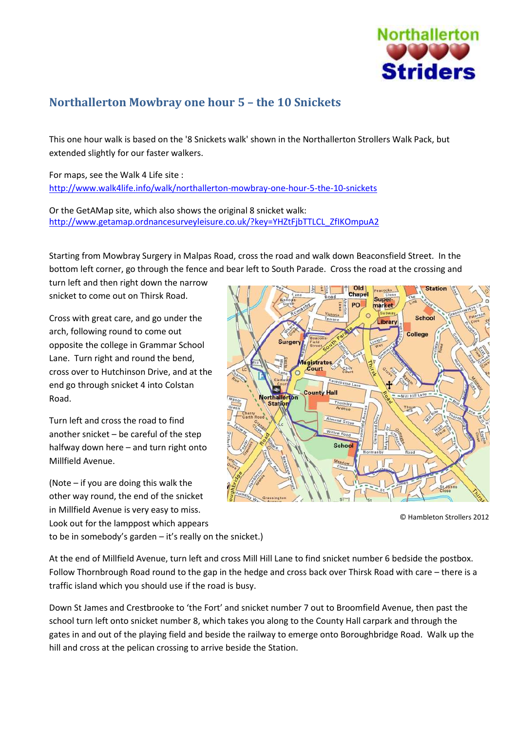# Northallerton Mowbray one hour 5 – the 10 Snickets

This one hour walk is based on the '8 Snickets walk' shown in the Northallerton Strollers Walk Pack, but extended slightly for our faster walkers.

For maps, see the Walk 4 Life site :
http://www.walk4life.info/walk/northallerton-mowbray-one-hour-5-the-10-snickets

Or the GetAMap site, which also shows the original 8 snicket walk:
http://www.getamap.ordnancesurveyleisure.co.uk/?key=YHZtFjbTTLCL_ZfIKOmpuA2

Starting from Mowbray Surgery in Malpas Road, cross the road and walk down Beaconsfield Street. In the bottom left corner, go through the fence and bear left to South Parade. Cross the road at the crossing and turn left and then right down the narrow snicket to come out on Thirsk Road.

Cross with great care, and go under the arch, following round to come out opposite the college in Grammar School Lane. Turn right and round the bend, cross over to Hutchinson Drive, and at the end go through snicket 4 into Colstan Road.

Turn left and cross the road to find another snicket – be careful of the step halfway down here – and turn right onto Millfield Avenue.

(Note – if you are doing this walk the other way round, the end of the snicket in Millfield Avenue is very easy to miss. Look out for the lamppost which appears to be in somebody's garden – it's really on the snicket.)

© Hambleton Strollers 2012

At the end of Millfield Avenue, turn left and cross Mill Hill Lane to find snicket number 6 bedside the postbox. Follow Thornbrough Road round to the gap in the hedge and cross back over Thirsk Road with care – there is a traffic island which you should use if the road is busy.

Down St James and Crestbrooke to 'the Fort' and snicket number 7 out to Broomfield Avenue, then past the school turn left onto snicket number 8, which takes you along to the County Hall carpark and through the gates in and out of the playing field and beside the railway to emerge onto Boroughbridge Road. Walk up the hill and cross at the pelican crossing to arrive beside the Station.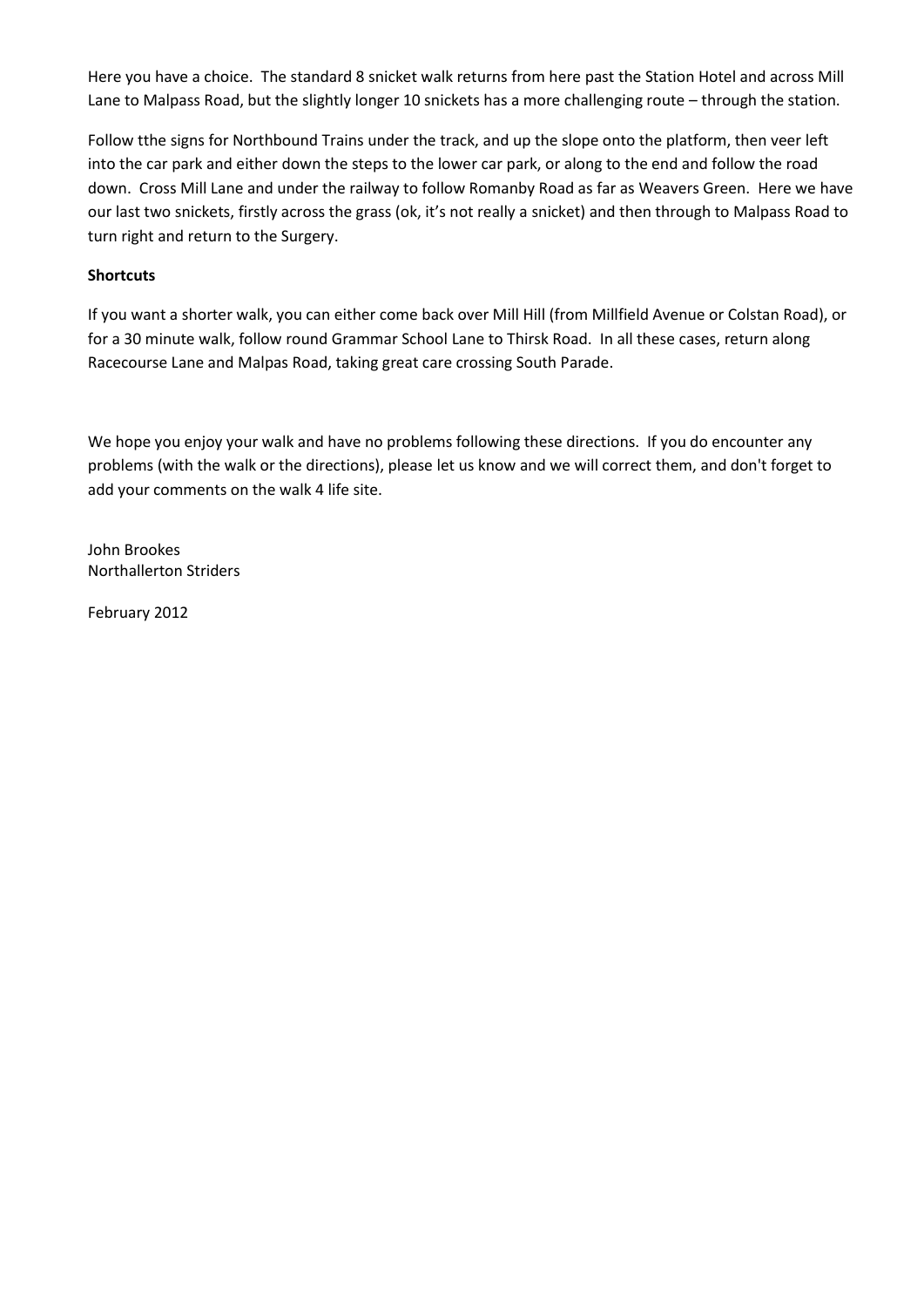Here you have a choice. The standard 8 snicket walk returns from here past the Station Hotel and across Mill Lane to Malpass Road, but the slightly longer 10 snickets has a more challenging route – through the station.

Follow tthe signs for Northbound Trains under the track, and up the slope onto the platform, then veer left into the car park and either down the steps to the lower car park, or along to the end and follow the road down. Cross Mill Lane and under the railway to follow Romanby Road as far as Weavers Green. Here we have our last two snickets, firstly across the grass (ok, it's not really a snicket) and then through to Malpass Road to turn right and return to the Surgery.

**Shortcuts**

If you want a shorter walk, you can either come back over Mill Hill (from Millfield Avenue or Colstan Road), or for a 30 minute walk, follow round Grammar School Lane to Thirsk Road. In all these cases, return along Racecourse Lane and Malpas Road, taking great care crossing South Parade.

We hope you enjoy your walk and have no problems following these directions. If you do encounter any problems (with the walk or the directions), please let us know and we will correct them, and don't forget to add your comments on the walk 4 life site.

John Brookes
Northallerton Striders

February 2012